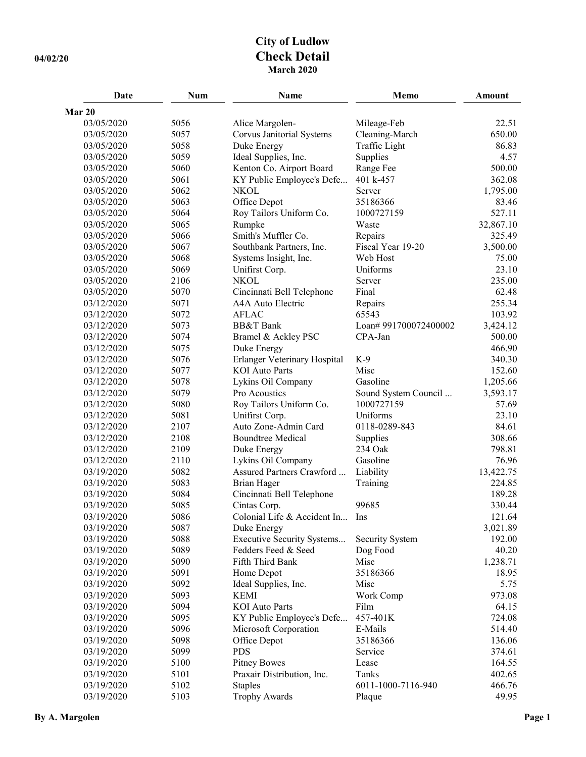# City of Ludlow
## Check Detail
### March 2020

04/02/20

| Date | Num | Name | Memo | Amount |
|---|---|---|---|---|
| **Mar 20** | | | | |
| 03/05/2020 | 5056 | Alice Margolen- | Mileage-Feb | 22.51 |
| 03/05/2020 | 5057 | Corvus Janitorial Systems | Cleaning-March | 650.00 |
| 03/05/2020 | 5058 | Duke Energy | Traffic Light | 86.83 |
| 03/05/2020 | 5059 | Ideal Supplies, Inc. | Supplies | 4.57 |
| 03/05/2020 | 5060 | Kenton Co. Airport Board | Range Fee | 500.00 |
| 03/05/2020 | 5061 | KY Public Employee's Defe... | 401 k-457 | 362.08 |
| 03/05/2020 | 5062 | NKOL | Server | 1,795.00 |
| 03/05/2020 | 5063 | Office Depot | 35186366 | 83.46 |
| 03/05/2020 | 5064 | Roy Tailors Uniform Co. | 1000727159 | 527.11 |
| 03/05/2020 | 5065 | Rumpke | Waste | 32,867.10 |
| 03/05/2020 | 5066 | Smith's Muffler Co. | Repairs | 325.49 |
| 03/05/2020 | 5067 | Southbank Partners, Inc. | Fiscal Year 19-20 | 3,500.00 |
| 03/05/2020 | 5068 | Systems Insight, Inc. | Web Host | 75.00 |
| 03/05/2020 | 5069 | Unifirst Corp. | Uniforms | 23.10 |
| 03/05/2020 | 2106 | NKOL | Server | 235.00 |
| 03/05/2020 | 5070 | Cincinnati Bell Telephone | Final | 62.48 |
| 03/12/2020 | 5071 | A4A Auto Electric | Repairs | 255.34 |
| 03/12/2020 | 5072 | AFLAC | 65543 | 103.92 |
| 03/12/2020 | 5073 | BB&T Bank | Loan# 991700072400002 | 3,424.12 |
| 03/12/2020 | 5074 | Bramel & Ackley PSC | CPA-Jan | 500.00 |
| 03/12/2020 | 5075 | Duke Energy | | 466.90 |
| 03/12/2020 | 5076 | Erlanger Veterinary Hospital | K-9 | 340.30 |
| 03/12/2020 | 5077 | KOI Auto Parts | Misc | 152.60 |
| 03/12/2020 | 5078 | Lykins Oil Company | Gasoline | 1,205.66 |
| 03/12/2020 | 5079 | Pro Acoustics | Sound System Council ... | 3,593.17 |
| 03/12/2020 | 5080 | Roy Tailors Uniform Co. | 1000727159 | 57.69 |
| 03/12/2020 | 5081 | Unifirst Corp. | Uniforms | 23.10 |
| 03/12/2020 | 2107 | Auto Zone-Admin Card | 0118-0289-843 | 84.61 |
| 03/12/2020 | 2108 | Boundtree Medical | Supplies | 308.66 |
| 03/12/2020 | 2109 | Duke Energy | 234 Oak | 798.81 |
| 03/12/2020 | 2110 | Lykins Oil Company | Gasoline | 76.96 |
| 03/19/2020 | 5082 | Assured Partners Crawford ... | Liability | 13,422.75 |
| 03/19/2020 | 5083 | Brian Hager | Training | 224.85 |
| 03/19/2020 | 5084 | Cincinnati Bell Telephone | | 189.28 |
| 03/19/2020 | 5085 | Cintas Corp. | 99685 | 330.44 |
| 03/19/2020 | 5086 | Colonial Life & Accident In... | Ins | 121.64 |
| 03/19/2020 | 5087 | Duke Energy | | 3,021.89 |
| 03/19/2020 | 5088 | Executive Security Systems... | Security System | 192.00 |
| 03/19/2020 | 5089 | Fedders Feed & Seed | Dog Food | 40.20 |
| 03/19/2020 | 5090 | Fifth Third Bank | Misc | 1,238.71 |
| 03/19/2020 | 5091 | Home Depot | 35186366 | 18.95 |
| 03/19/2020 | 5092 | Ideal Supplies, Inc. | Misc | 5.75 |
| 03/19/2020 | 5093 | KEMI | Work Comp | 973.08 |
| 03/19/2020 | 5094 | KOI Auto Parts | Film | 64.15 |
| 03/19/2020 | 5095 | KY Public Employee's Defe... | 457-401K | 724.08 |
| 03/19/2020 | 5096 | Microsoft Corporation | E-Mails | 514.40 |
| 03/19/2020 | 5098 | Office Depot | 35186366 | 136.06 |
| 03/19/2020 | 5099 | PDS | Service | 374.61 |
| 03/19/2020 | 5100 | Pitney Bowes | Lease | 164.55 |
| 03/19/2020 | 5101 | Praxair Distribution, Inc. | Tanks | 402.65 |
| 03/19/2020 | 5102 | Staples | 6011-1000-7116-940 | 466.76 |
| 03/19/2020 | 5103 | Trophy Awards | Plaque | 49.95 |

By A. Margolen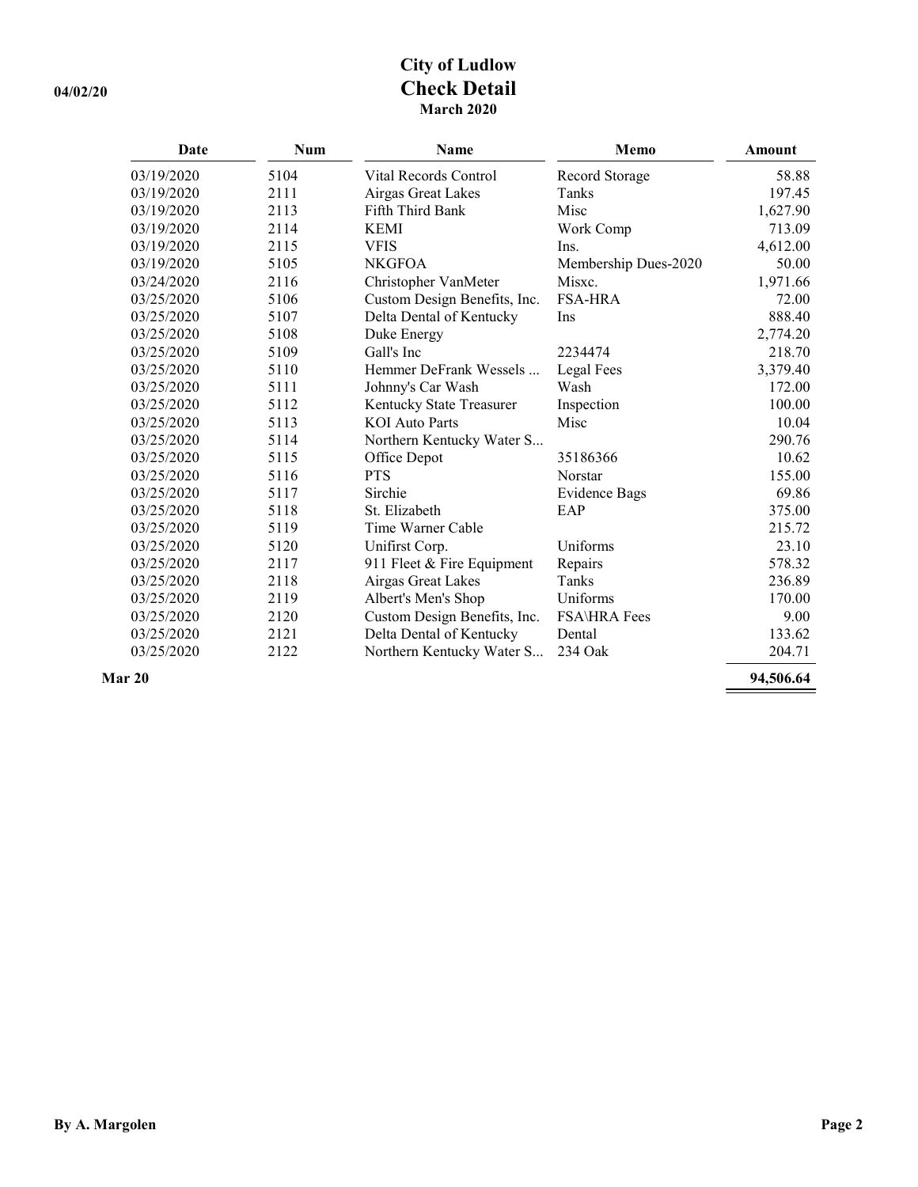# City of Ludlow
## Check Detail
### March 2020

| Date | Num | Name | Memo | Amount |
|---|---|---|---|---|
| 03/19/2020 | 5104 | Vital Records Control | Record Storage | 58.88 |
| 03/19/2020 | 2111 | Airgas Great Lakes | Tanks | 197.45 |
| 03/19/2020 | 2113 | Fifth Third Bank | Misc | 1,627.90 |
| 03/19/2020 | 2114 | KEMI | Work Comp | 713.09 |
| 03/19/2020 | 2115 | VFIS | Ins. | 4,612.00 |
| 03/19/2020 | 5105 | NKGFOA | Membership Dues-2020 | 50.00 |
| 03/24/2020 | 2116 | Christopher VanMeter | Misxc. | 1,971.66 |
| 03/25/2020 | 5106 | Custom Design Benefits, Inc. | FSA-HRA | 72.00 |
| 03/25/2020 | 5107 | Delta Dental of Kentucky | Ins | 888.40 |
| 03/25/2020 | 5108 | Duke Energy | | 2,774.20 |
| 03/25/2020 | 5109 | Gall's Inc | 2234474 | 218.70 |
| 03/25/2020 | 5110 | Hemmer DeFrank Wessels ... | Legal Fees | 3,379.40 |
| 03/25/2020 | 5111 | Johnny's Car Wash | Wash | 172.00 |
| 03/25/2020 | 5112 | Kentucky State Treasurer | Inspection | 100.00 |
| 03/25/2020 | 5113 | KOI Auto Parts | Misc | 10.04 |
| 03/25/2020 | 5114 | Northern Kentucky Water S... | | 290.76 |
| 03/25/2020 | 5115 | Office Depot | 35186366 | 10.62 |
| 03/25/2020 | 5116 | PTS | Norstar | 155.00 |
| 03/25/2020 | 5117 | Sirchie | Evidence Bags | 69.86 |
| 03/25/2020 | 5118 | St. Elizabeth | EAP | 375.00 |
| 03/25/2020 | 5119 | Time Warner Cable | | 215.72 |
| 03/25/2020 | 5120 | Unifirst Corp. | Uniforms | 23.10 |
| 03/25/2020 | 2117 | 911 Fleet & Fire Equipment | Repairs | 578.32 |
| 03/25/2020 | 2118 | Airgas Great Lakes | Tanks | 236.89 |
| 03/25/2020 | 2119 | Albert's Men's Shop | Uniforms | 170.00 |
| 03/25/2020 | 2120 | Custom Design Benefits, Inc. | FSA\HRA Fees | 9.00 |
| 03/25/2020 | 2121 | Delta Dental of Kentucky | Dental | 133.62 |
| 03/25/2020 | 2122 | Northern Kentucky Water S... | 234 Oak | 204.71 |
| **Mar 20** | | | | **94,506.64** |

By A. Margolen